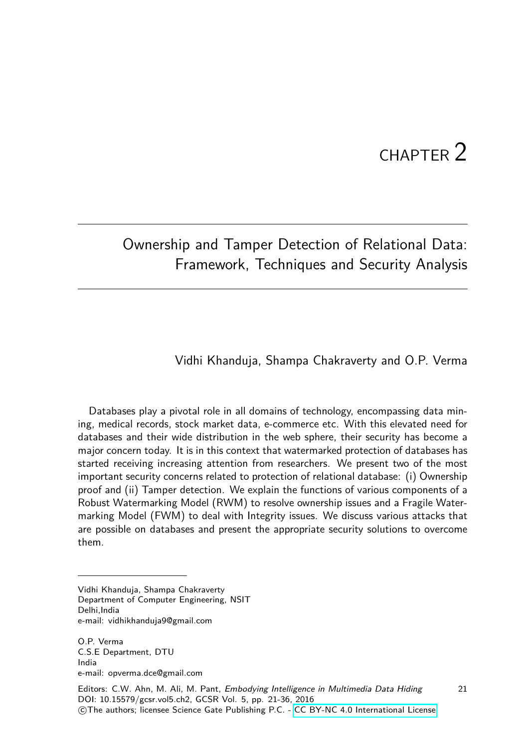# CHAPTER 2

## Ownership and Tamper Detection of Relational Data: Framework, Techniques and Security Analysis

Vidhi Khanduja, Shampa Chakraverty and O.P. Verma

Databases play a pivotal role in all domains of technology, encompassing data mining, medical records, stock market data, e-commerce etc. With this elevated need for databases and their wide distribution in the web sphere, their security has become a major concern today. It is in this context that watermarked protection of databases has started receiving increasing attention from researchers. We present two of the most important security concerns related to protection of relational database: (i) Ownership proof and (ii) Tamper detection. We explain the functions of various components of a Robust Watermarking Model (RWM) to resolve ownership issues and a Fragile Watermarking Model (FWM) to deal with Integrity issues. We discuss various attacks that are possible on databases and present the appropriate security solutions to overcome them.

---

Vidhi Khanduja, Shampa Chakraverty
Department of Computer Engineering, NSIT
Delhi,India
e-mail: vidhikhanduja9@gmail.com

O.P. Verma
C.S.E Department, DTU
India
e-mail: opverma.dce@gmail.com

Editors: C.W. Ahn, M. Ali, M. Pant, *Embodying Intelligence in Multimedia Data Hiding*
DOI: 10.15579/gcsr.vol5.ch2, GCSR Vol. 5, pp. 21-36, 2016
©The authors; licensee Science Gate Publishing P.C. - CC BY-NC 4.0 International License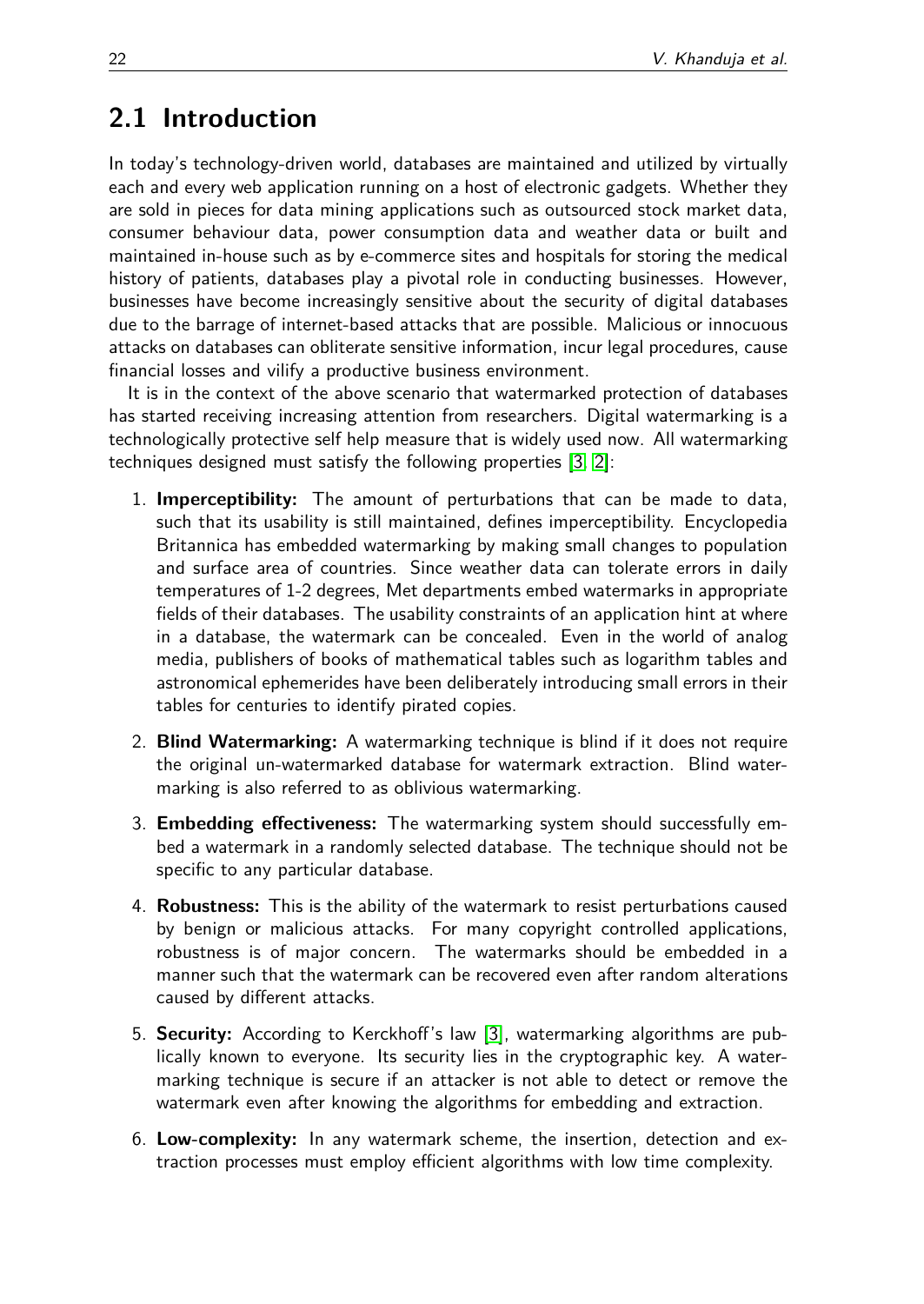## 2.1 Introduction

In today's technology-driven world, databases are maintained and utilized by virtually each and every web application running on a host of electronic gadgets. Whether they are sold in pieces for data mining applications such as outsourced stock market data, consumer behaviour data, power consumption data and weather data or built and maintained in-house such as by e-commerce sites and hospitals for storing the medical history of patients, databases play a pivotal role in conducting businesses. However, businesses have become increasingly sensitive about the security of digital databases due to the barrage of internet-based attacks that are possible. Malicious or innocuous attacks on databases can obliterate sensitive information, incur legal procedures, cause financial losses and vilify a productive business environment.

It is in the context of the above scenario that watermarked protection of databases has started receiving increasing attention from researchers. Digital watermarking is a technologically protective self help measure that is widely used now. All watermarking techniques designed must satisfy the following properties [3, 2]:

1. **Imperceptibility:** The amount of perturbations that can be made to data, such that its usability is still maintained, defines imperceptibility. Encyclopedia Britannica has embedded watermarking by making small changes to population and surface area of countries. Since weather data can tolerate errors in daily temperatures of 1-2 degrees, Met departments embed watermarks in appropriate fields of their databases. The usability constraints of an application hint at where in a database, the watermark can be concealed. Even in the world of analog media, publishers of books of mathematical tables such as logarithm tables and astronomical ephemerides have been deliberately introducing small errors in their tables for centuries to identify pirated copies.
2. **Blind Watermarking:** A watermarking technique is blind if it does not require the original un-watermarked database for watermark extraction. Blind watermarking is also referred to as oblivious watermarking.
3. **Embedding effectiveness:** The watermarking system should successfully embed a watermark in a randomly selected database. The technique should not be specific to any particular database.
4. **Robustness:** This is the ability of the watermark to resist perturbations caused by benign or malicious attacks. For many copyright controlled applications, robustness is of major concern. The watermarks should be embedded in a manner such that the watermark can be recovered even after random alterations caused by different attacks.
5. **Security:** According to Kerckhoff's law [3], watermarking algorithms are publicly known to everyone. Its security lies in the cryptographic key. A watermarking technique is secure if an attacker is not able to detect or remove the watermark even after knowing the algorithms for embedding and extraction.
6. **Low-complexity:** In any watermark scheme, the insertion, detection and extraction processes must employ efficient algorithms with low time complexity.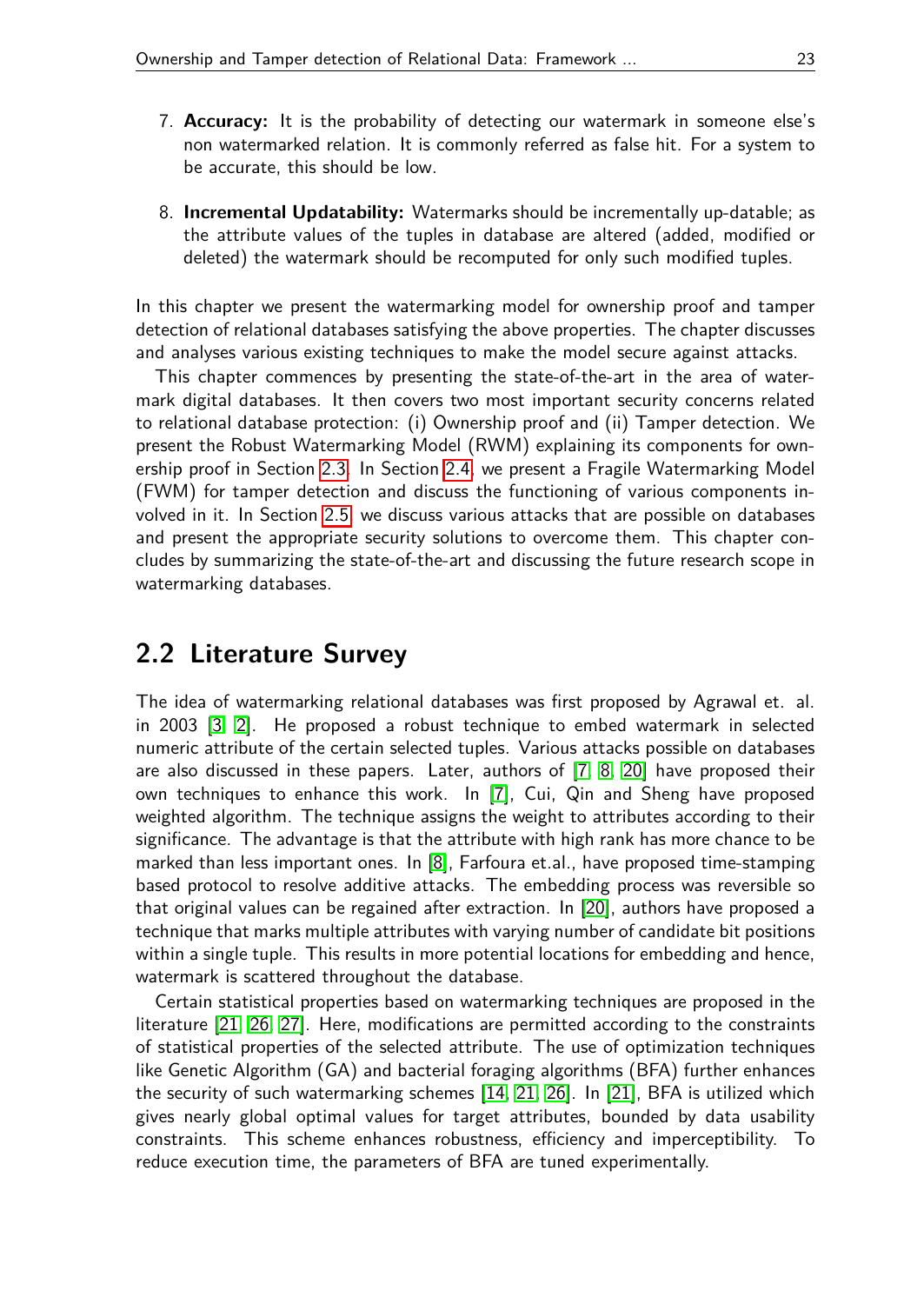7. **Accuracy:** It is the probability of detecting our watermark in someone else's non watermarked relation. It is commonly referred as false hit. For a system to be accurate, this should be low.

8. **Incremental Updatability:** Watermarks should be incrementally up-datable; as the attribute values of the tuples in database are altered (added, modified or deleted) the watermark should be recomputed for only such modified tuples.

In this chapter we present the watermarking model for ownership proof and tamper detection of relational databases satisfying the above properties. The chapter discusses and analyses various existing techniques to make the model secure against attacks.

This chapter commences by presenting the state-of-the-art in the area of watermark digital databases. It then covers two most important security concerns related to relational database protection: (i) Ownership proof and (ii) Tamper detection. We present the Robust Watermarking Model (RWM) explaining its components for ownership proof in Section 2.3. In Section 2.4, we present a Fragile Watermarking Model (FWM) for tamper detection and discuss the functioning of various components involved in it. In Section 2.5, we discuss various attacks that are possible on databases and present the appropriate security solutions to overcome them. This chapter concludes by summarizing the state-of-the-art and discussing the future research scope in watermarking databases.

## 2.2 Literature Survey

The idea of watermarking relational databases was first proposed by Agrawal et. al. in 2003 [3, 2]. He proposed a robust technique to embed watermark in selected numeric attribute of the certain selected tuples. Various attacks possible on databases are also discussed in these papers. Later, authors of [7, 8, 20] have proposed their own techniques to enhance this work. In [7], Cui, Qin and Sheng have proposed weighted algorithm. The technique assigns the weight to attributes according to their significance. The advantage is that the attribute with high rank has more chance to be marked than less important ones. In [8], Farfoura et.al., have proposed time-stamping based protocol to resolve additive attacks. The embedding process was reversible so that original values can be regained after extraction. In [20], authors have proposed a technique that marks multiple attributes with varying number of candidate bit positions within a single tuple. This results in more potential locations for embedding and hence, watermark is scattered throughout the database.

Certain statistical properties based on watermarking techniques are proposed in the literature [21, 26, 27]. Here, modifications are permitted according to the constraints of statistical properties of the selected attribute. The use of optimization techniques like Genetic Algorithm (GA) and bacterial foraging algorithms (BFA) further enhances the security of such watermarking schemes [14, 21, 26]. In [21], BFA is utilized which gives nearly global optimal values for target attributes, bounded by data usability constraints. This scheme enhances robustness, efficiency and imperceptibility. To reduce execution time, the parameters of BFA are tuned experimentally.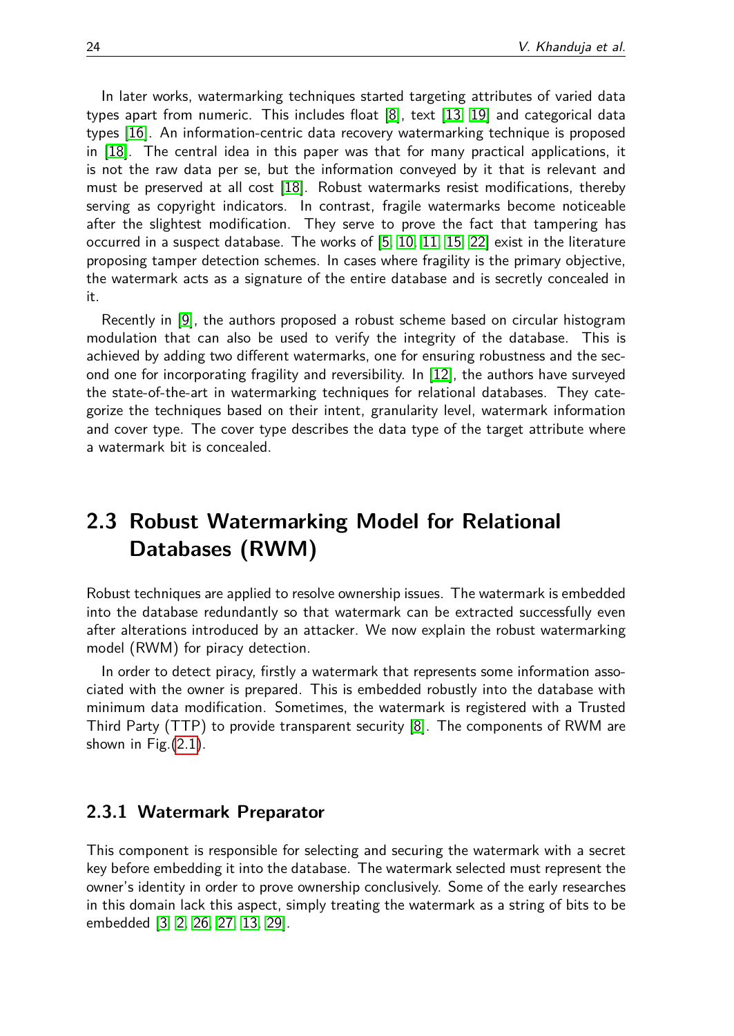In later works, watermarking techniques started targeting attributes of varied data types apart from numeric. This includes float [8], text [13, 19] and categorical data types [16]. An information-centric data recovery watermarking technique is proposed in [18]. The central idea in this paper was that for many practical applications, it is not the raw data per se, but the information conveyed by it that is relevant and must be preserved at all cost [18]. Robust watermarks resist modifications, thereby serving as copyright indicators. In contrast, fragile watermarks become noticeable after the slightest modification. They serve to prove the fact that tampering has occurred in a suspect database. The works of [5, 10, 11, 15, 22] exist in the literature proposing tamper detection schemes. In cases where fragility is the primary objective, the watermark acts as a signature of the entire database and is secretly concealed in it.

Recently in [9], the authors proposed a robust scheme based on circular histogram modulation that can also be used to verify the integrity of the database. This is achieved by adding two different watermarks, one for ensuring robustness and the second one for incorporating fragility and reversibility. In [12], the authors have surveyed the state-of-the-art in watermarking techniques for relational databases. They categorize the techniques based on their intent, granularity level, watermark information and cover type. The cover type describes the data type of the target attribute where a watermark bit is concealed.

## 2.3 Robust Watermarking Model for Relational Databases (RWM)

Robust techniques are applied to resolve ownership issues. The watermark is embedded into the database redundantly so that watermark can be extracted successfully even after alterations introduced by an attacker. We now explain the robust watermarking model (RWM) for piracy detection.

In order to detect piracy, firstly a watermark that represents some information associated with the owner is prepared. This is embedded robustly into the database with minimum data modification. Sometimes, the watermark is registered with a Trusted Third Party (TTP) to provide transparent security [8]. The components of RWM are shown in Fig.(2.1).

### 2.3.1 Watermark Preparator

This component is responsible for selecting and securing the watermark with a secret key before embedding it into the database. The watermark selected must represent the owner's identity in order to prove ownership conclusively. Some of the early researches in this domain lack this aspect, simply treating the watermark as a string of bits to be embedded [3, 2, 26, 27, 13, 29].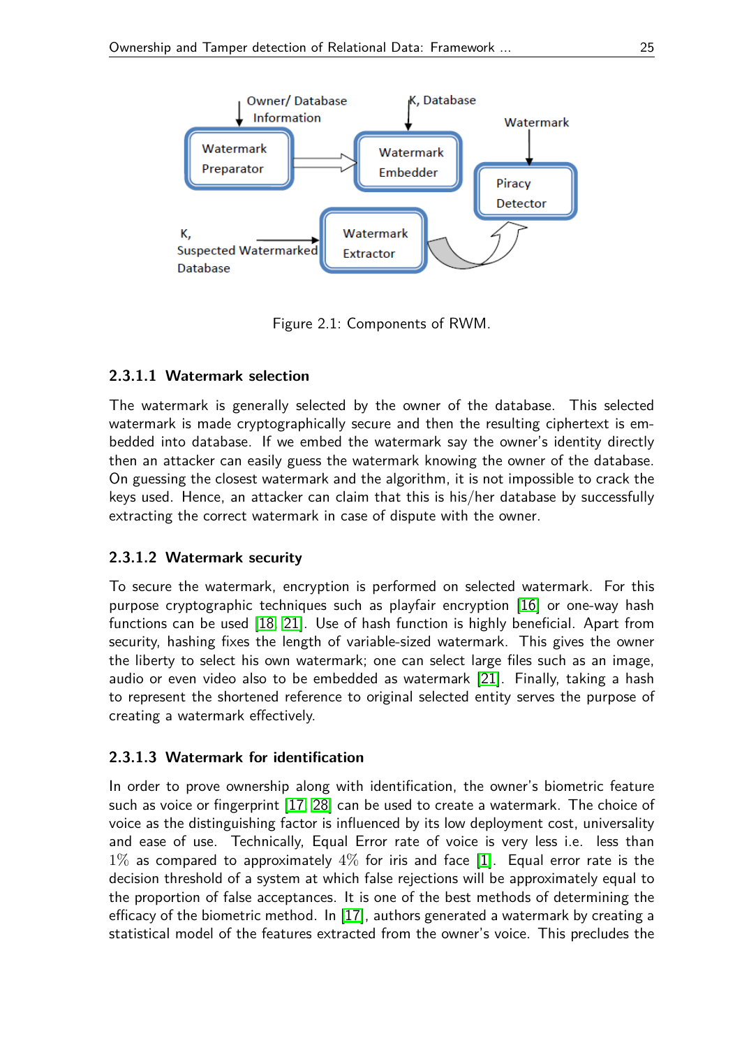Figure 2.1: Components of RWM.

#### 2.3.1.1 Watermark selection

The watermark is generally selected by the owner of the database. This selected watermark is made cryptographically secure and then the resulting ciphertext is embedded into database. If we embed the watermark say the owner's identity directly then an attacker can easily guess the watermark knowing the owner of the database. On guessing the closest watermark and the algorithm, it is not impossible to crack the keys used. Hence, an attacker can claim that this is his/her database by successfully extracting the correct watermark in case of dispute with the owner.

#### 2.3.1.2 Watermark security

To secure the watermark, encryption is performed on selected watermark. For this purpose cryptographic techniques such as playfair encryption [16] or one-way hash functions can be used [18, 21]. Use of hash function is highly beneficial. Apart from security, hashing fixes the length of variable-sized watermark. This gives the owner the liberty to select his own watermark; one can select large files such as an image, audio or even video also to be embedded as watermark [21]. Finally, taking a hash to represent the shortened reference to original selected entity serves the purpose of creating a watermark effectively.

#### 2.3.1.3 Watermark for identification

In order to prove ownership along with identification, the owner's biometric feature such as voice or fingerprint [17, 28] can be used to create a watermark. The choice of voice as the distinguishing factor is influenced by its low deployment cost, universality and ease of use. Technically, Equal Error rate of voice is very less i.e. less than $1\%$ as compared to approximately $4\%$ for iris and face [1]. Equal error rate is the decision threshold of a system at which false rejections will be approximately equal to the proportion of false acceptances. It is one of the best methods of determining the efficacy of the biometric method. In [17], authors generated a watermark by creating a statistical model of the features extracted from the owner's voice. This precludes the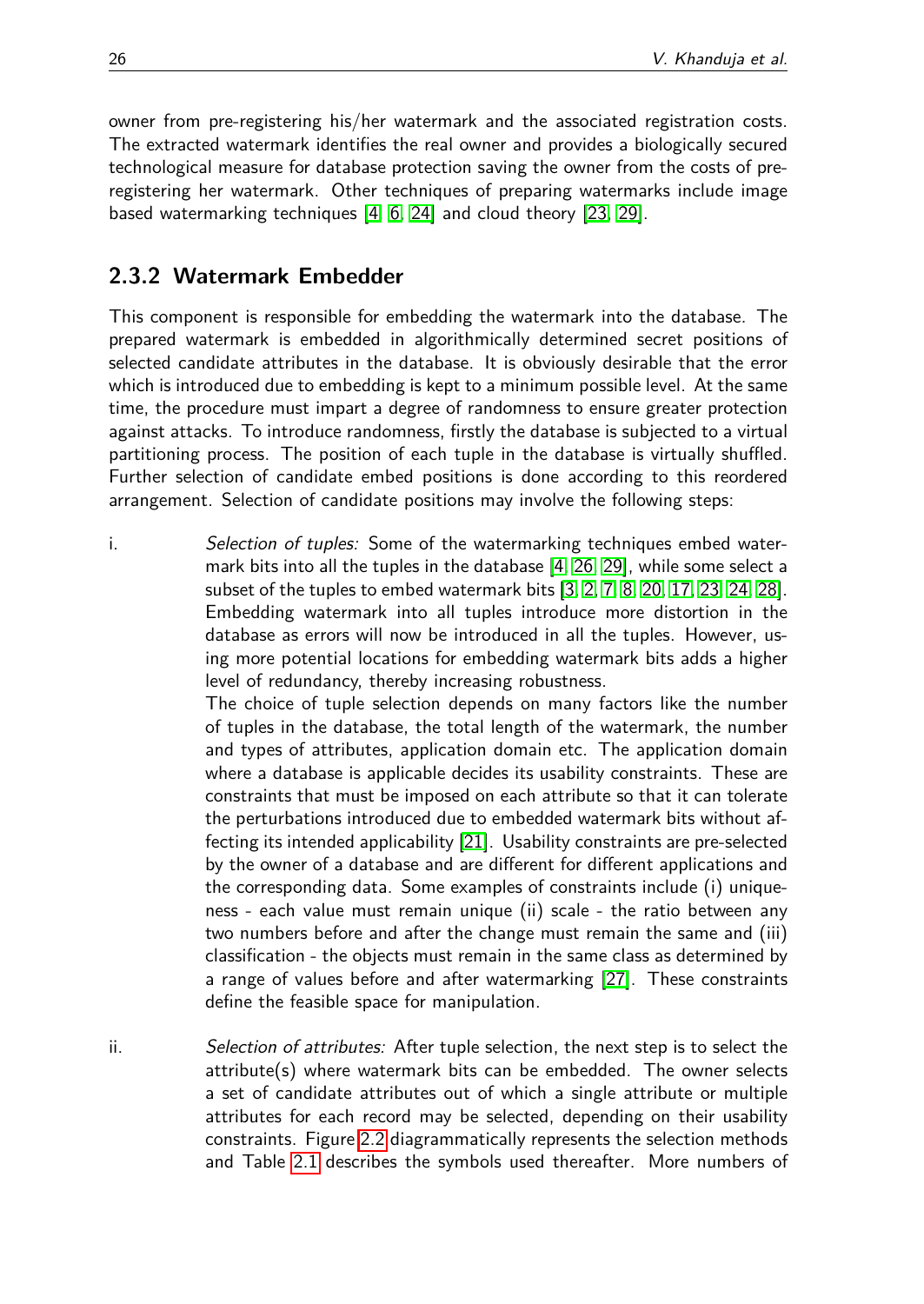owner from pre-registering his/her watermark and the associated registration costs. The extracted watermark identifies the real owner and provides a biologically secured technological measure for database protection saving the owner from the costs of pre-registering her watermark. Other techniques of preparing watermarks include image based watermarking techniques [4, 6, 24] and cloud theory [23, 29].

### 2.3.2 Watermark Embedder

This component is responsible for embedding the watermark into the database. The prepared watermark is embedded in algorithmically determined secret positions of selected candidate attributes in the database. It is obviously desirable that the error which is introduced due to embedding is kept to a minimum possible level. At the same time, the procedure must impart a degree of randomness to ensure greater protection against attacks. To introduce randomness, firstly the database is subjected to a virtual partitioning process. The position of each tuple in the database is virtually shuffled. Further selection of candidate embed positions is done according to this reordered arrangement. Selection of candidate positions may involve the following steps:

i. *Selection of tuples:* Some of the watermarking techniques embed watermark bits into all the tuples in the database [4, 26, 29], while some select a subset of the tuples to embed watermark bits [3, 2, 7, 8, 20, 17, 23, 24, 28]. Embedding watermark into all tuples introduce more distortion in the database as errors will now be introduced in all the tuples. However, using more potential locations for embedding watermark bits adds a higher level of redundancy, thereby increasing robustness.

   The choice of tuple selection depends on many factors like the number of tuples in the database, the total length of the watermark, the number and types of attributes, application domain etc. The application domain where a database is applicable decides its usability constraints. These are constraints that must be imposed on each attribute so that it can tolerate the perturbations introduced due to embedded watermark bits without affecting its intended applicability [21]. Usability constraints are pre-selected by the owner of a database and are different for different applications and the corresponding data. Some examples of constraints include (i) uniqueness - each value must remain unique (ii) scale - the ratio between any two numbers before and after the change must remain the same and (iii) classification - the objects must remain in the same class as determined by a range of values before and after watermarking [27]. These constraints define the feasible space for manipulation.

ii. *Selection of attributes:* After tuple selection, the next step is to select the attribute(s) where watermark bits can be embedded. The owner selects a set of candidate attributes out of which a single attribute or multiple attributes for each record may be selected, depending on their usability constraints. Figure 2.2 diagrammatically represents the selection methods and Table 2.1 describes the symbols used thereafter. More numbers of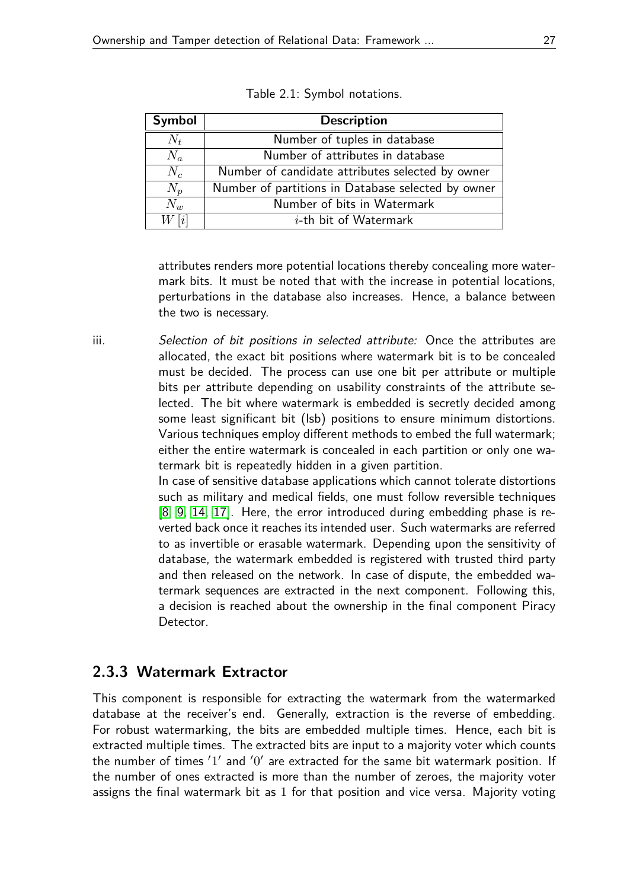Table 2.1: Symbol notations.

| Symbol | Description |
|---|---|
| $N_t$ | Number of tuples in database |
| $N_a$ | Number of attributes in database |
| $N_c$ | Number of candidate attributes selected by owner |
| $N_p$ | Number of partitions in Database selected by owner |
| $N_w$ | Number of bits in Watermark |
| $W[i]$ | $i$-th bit of Watermark |

attributes renders more potential locations thereby concealing more watermark bits. It must be noted that with the increase in potential locations, perturbations in the database also increases. Hence, a balance between the two is necessary.

iii. *Selection of bit positions in selected attribute:* Once the attributes are allocated, the exact bit positions where watermark bit is to be concealed must be decided. The process can use one bit per attribute or multiple bits per attribute depending on usability constraints of the attribute selected. The bit where watermark is embedded is secretly decided among some least significant bit (lsb) positions to ensure minimum distortions. Various techniques employ different methods to embed the full watermark; either the entire watermark is concealed in each partition or only one watermark bit is repeatedly hidden in a given partition.

In case of sensitive database applications which cannot tolerate distortions such as military and medical fields, one must follow reversible techniques [8, 9, 14, 17]. Here, the error introduced during embedding phase is reverted back once it reaches its intended user. Such watermarks are referred to as invertible or erasable watermark. Depending upon the sensitivity of database, the watermark embedded is registered with trusted third party and then released on the network. In case of dispute, the embedded watermark sequences are extracted in the next component. Following this, a decision is reached about the ownership in the final component Piracy Detector.

### 2.3.3 Watermark Extractor

This component is responsible for extracting the watermark from the watermarked database at the receiver's end. Generally, extraction is the reverse of embedding. For robust watermarking, the bits are embedded multiple times. Hence, each bit is extracted multiple times. The extracted bits are input to a majority voter which counts the number of times $'1'$ and $'0'$ are extracted for the same bit watermark position. If the number of ones extracted is more than the number of zeroes, the majority voter assigns the final watermark bit as $1$ for that position and vice versa. Majority voting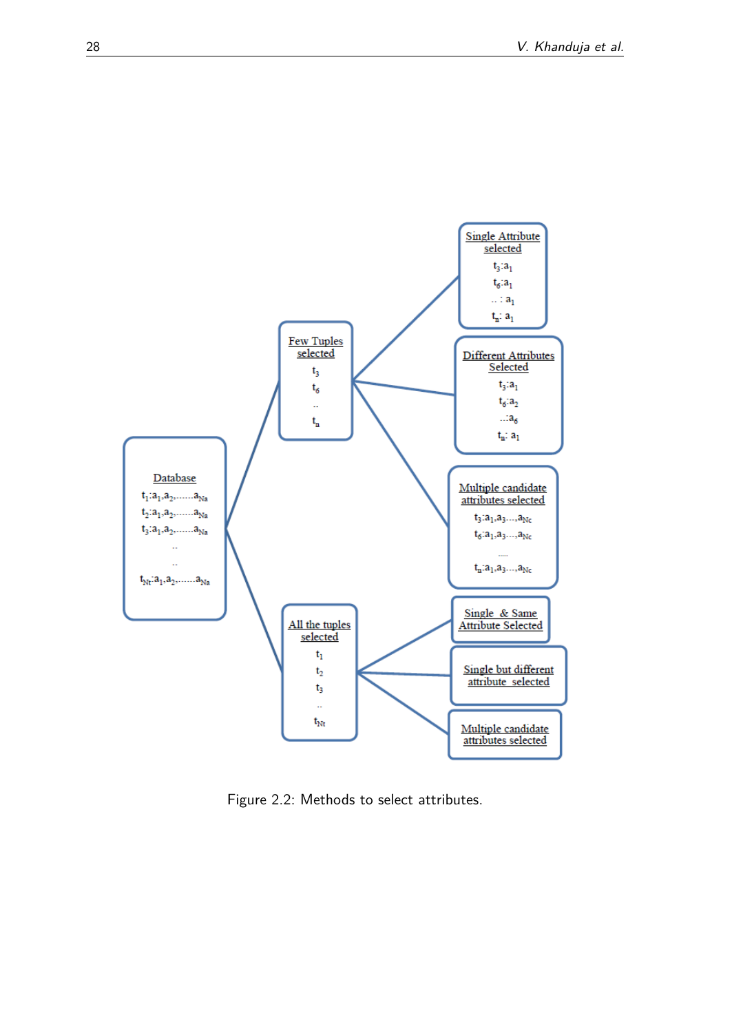Figure 2.2: Methods to select attributes.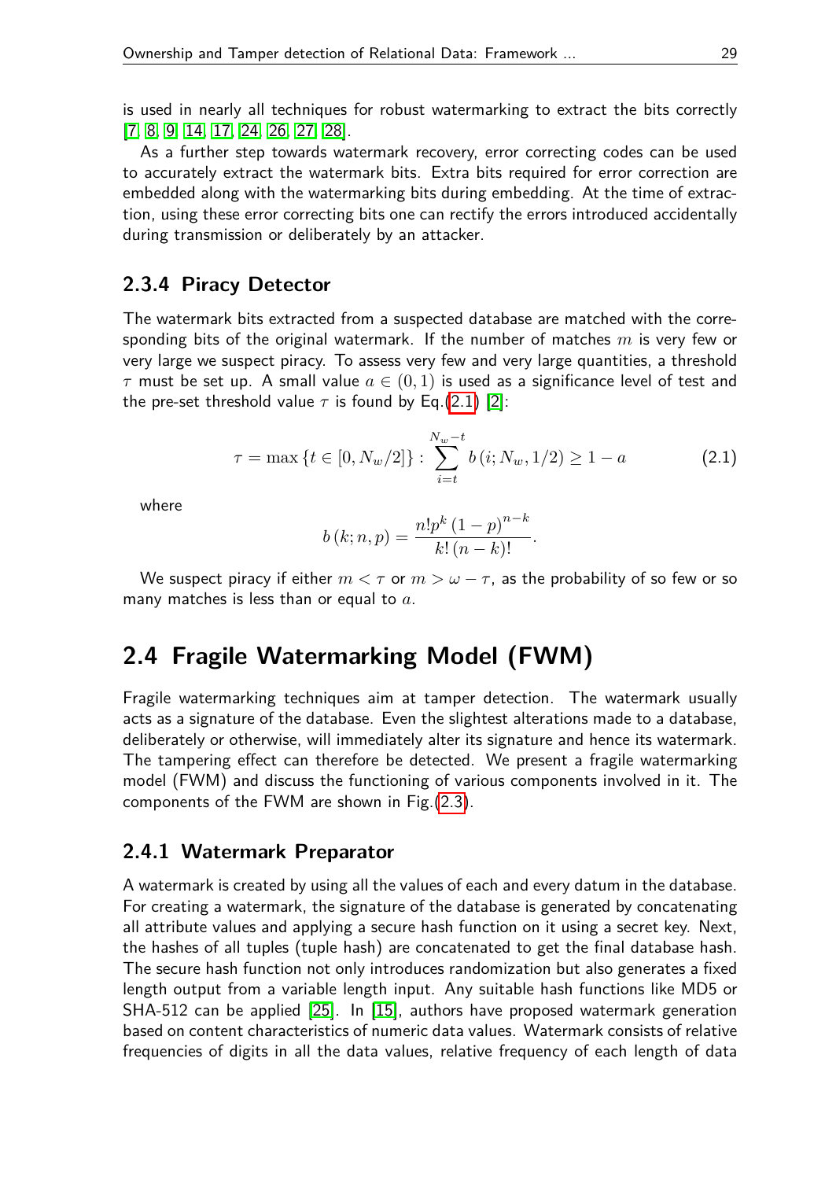is used in nearly all techniques for robust watermarking to extract the bits correctly [7, 8, 9, 14, 17, 24, 26, 27, 28].

As a further step towards watermark recovery, error correcting codes can be used to accurately extract the watermark bits. Extra bits required for error correction are embedded along with the watermarking bits during embedding. At the time of extraction, using these error correcting bits one can rectify the errors introduced accidentally during transmission or deliberately by an attacker.

### 2.3.4 Piracy Detector

The watermark bits extracted from a suspected database are matched with the corresponding bits of the original watermark. If the number of matches $m$ is very few or very large we suspect piracy. To assess very few and very large quantities, a threshold $\tau$ must be set up. A small value $a \in (0, 1)$ is used as a significance level of test and the pre-set threshold value $\tau$ is found by Eq.(2.1) [2]:

$$\tau = \max\left\{t \in [0, N_w/2]\right\} : \sum_{i=t}^{N_w - t} b\left(i; N_w, 1/2\right) \geq 1 - a \tag{2.1}$$

where

$$b\left(k; n, p\right) = \frac{n! p^k \left(1 - p\right)^{n-k}}{k! \left(n - k\right)!}.$$

We suspect piracy if either $m < \tau$ or $m > \omega - \tau$, as the probability of so few or so many matches is less than or equal to $a$.

## 2.4 Fragile Watermarking Model (FWM)

Fragile watermarking techniques aim at tamper detection. The watermark usually acts as a signature of the database. Even the slightest alterations made to a database, deliberately or otherwise, will immediately alter its signature and hence its watermark. The tampering effect can therefore be detected. We present a fragile watermarking model (FWM) and discuss the functioning of various components involved in it. The components of the FWM are shown in Fig.(2.3).

### 2.4.1 Watermark Preparator

A watermark is created by using all the values of each and every datum in the database. For creating a watermark, the signature of the database is generated by concatenating all attribute values and applying a secure hash function on it using a secret key. Next, the hashes of all tuples (tuple hash) are concatenated to get the final database hash. The secure hash function not only introduces randomization but also generates a fixed length output from a variable length input. Any suitable hash functions like MD5 or SHA-512 can be applied [25]. In [15], authors have proposed watermark generation based on content characteristics of numeric data values. Watermark consists of relative frequencies of digits in all the data values, relative frequency of each length of data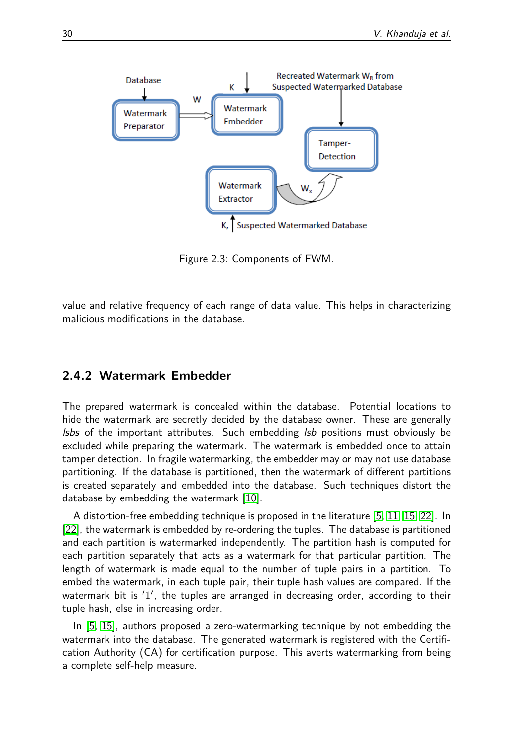Figure 2.3: Components of FWM.

value and relative frequency of each range of data value. This helps in characterizing malicious modifications in the database.

### 2.4.2 Watermark Embedder

The prepared watermark is concealed within the database. Potential locations to hide the watermark are secretly decided by the database owner. These are generally *lsbs* of the important attributes. Such embedding *lsb* positions must obviously be excluded while preparing the watermark. The watermark is embedded once to attain tamper detection. In fragile watermarking, the embedder may or may not use database partitioning. If the database is partitioned, then the watermark of different partitions is created separately and embedded into the database. Such techniques distort the database by embedding the watermark [10].

A distortion-free embedding technique is proposed in the literature [5, 11, 15, 22]. In [22], the watermark is embedded by re-ordering the tuples. The database is partitioned and each partition is watermarked independently. The partition hash is computed for each partition separately that acts as a watermark for that particular partition. The length of watermark is made equal to the number of tuple pairs in a partition. To embed the watermark, in each tuple pair, their tuple hash values are compared. If the watermark bit is $'1'$, the tuples are arranged in decreasing order, according to their tuple hash, else in increasing order.

In [5, 15], authors proposed a zero-watermarking technique by not embedding the watermark into the database. The generated watermark is registered with the Certification Authority (CA) for certification purpose. This averts watermarking from being a complete self-help measure.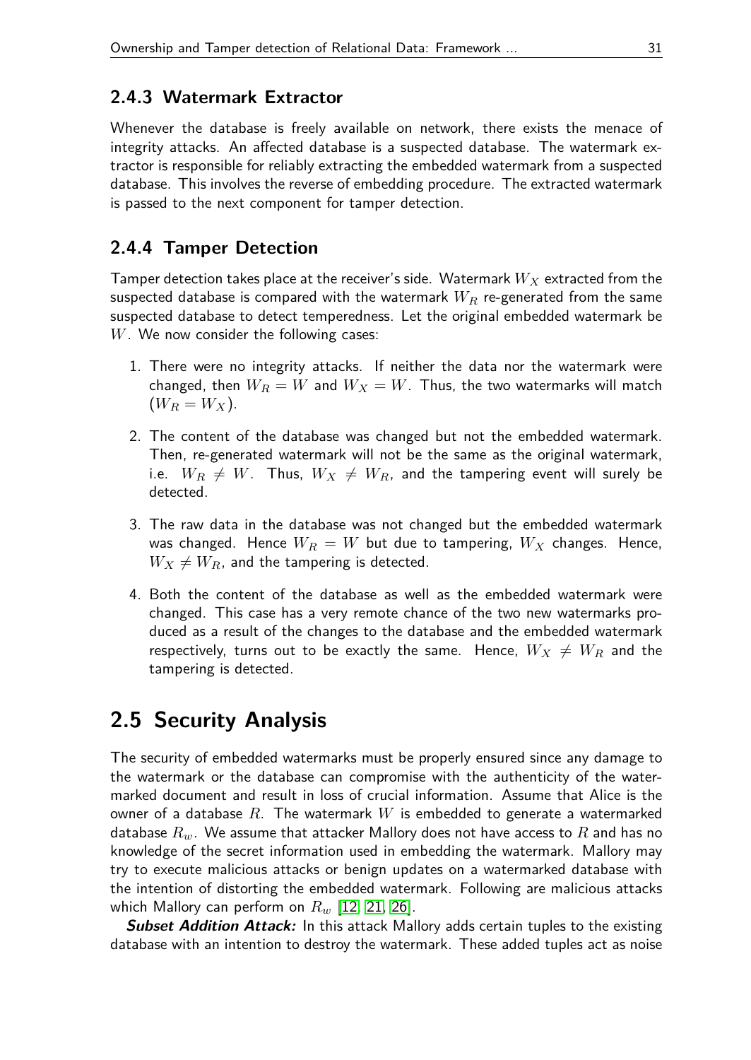### 2.4.3 Watermark Extractor

Whenever the database is freely available on network, there exists the menace of integrity attacks. An affected database is a suspected database. The watermark extractor is responsible for reliably extracting the embedded watermark from a suspected database. This involves the reverse of embedding procedure. The extracted watermark is passed to the next component for tamper detection.

### 2.4.4 Tamper Detection

Tamper detection takes place at the receiver's side. Watermark $W_X$ extracted from the suspected database is compared with the watermark $W_R$ re-generated from the same suspected database to detect temperedness. Let the original embedded watermark be $W$. We now consider the following cases:

1. There were no integrity attacks. If neither the data nor the watermark were changed, then $W_R = W$ and $W_X = W$. Thus, the two watermarks will match ($W_R = W_X$).

2. The content of the database was changed but not the embedded watermark. Then, re-generated watermark will not be the same as the original watermark, i.e. $W_R \neq W$. Thus, $W_X \neq W_R$, and the tampering event will surely be detected.

3. The raw data in the database was not changed but the embedded watermark was changed. Hence $W_R = W$ but due to tampering, $W_X$ changes. Hence, $W_X \neq W_R$, and the tampering is detected.

4. Both the content of the database as well as the embedded watermark were changed. This case has a very remote chance of the two new watermarks produced as a result of the changes to the database and the embedded watermark respectively, turns out to be exactly the same. Hence, $W_X \neq W_R$ and the tampering is detected.

## 2.5 Security Analysis

The security of embedded watermarks must be properly ensured since any damage to the watermark or the database can compromise with the authenticity of the watermarked document and result in loss of crucial information. Assume that Alice is the owner of a database $R$. The watermark $W$ is embedded to generate a watermarked database $R_w$. We assume that attacker Mallory does not have access to $R$ and has no knowledge of the secret information used in embedding the watermark. Mallory may try to execute malicious attacks or benign updates on a watermarked database with the intention of distorting the embedded watermark. Following are malicious attacks which Mallory can perform on $R_w$ [12, 21, 26].

***Subset Addition Attack:*** In this attack Mallory adds certain tuples to the existing database with an intention to destroy the watermark. These added tuples act as noise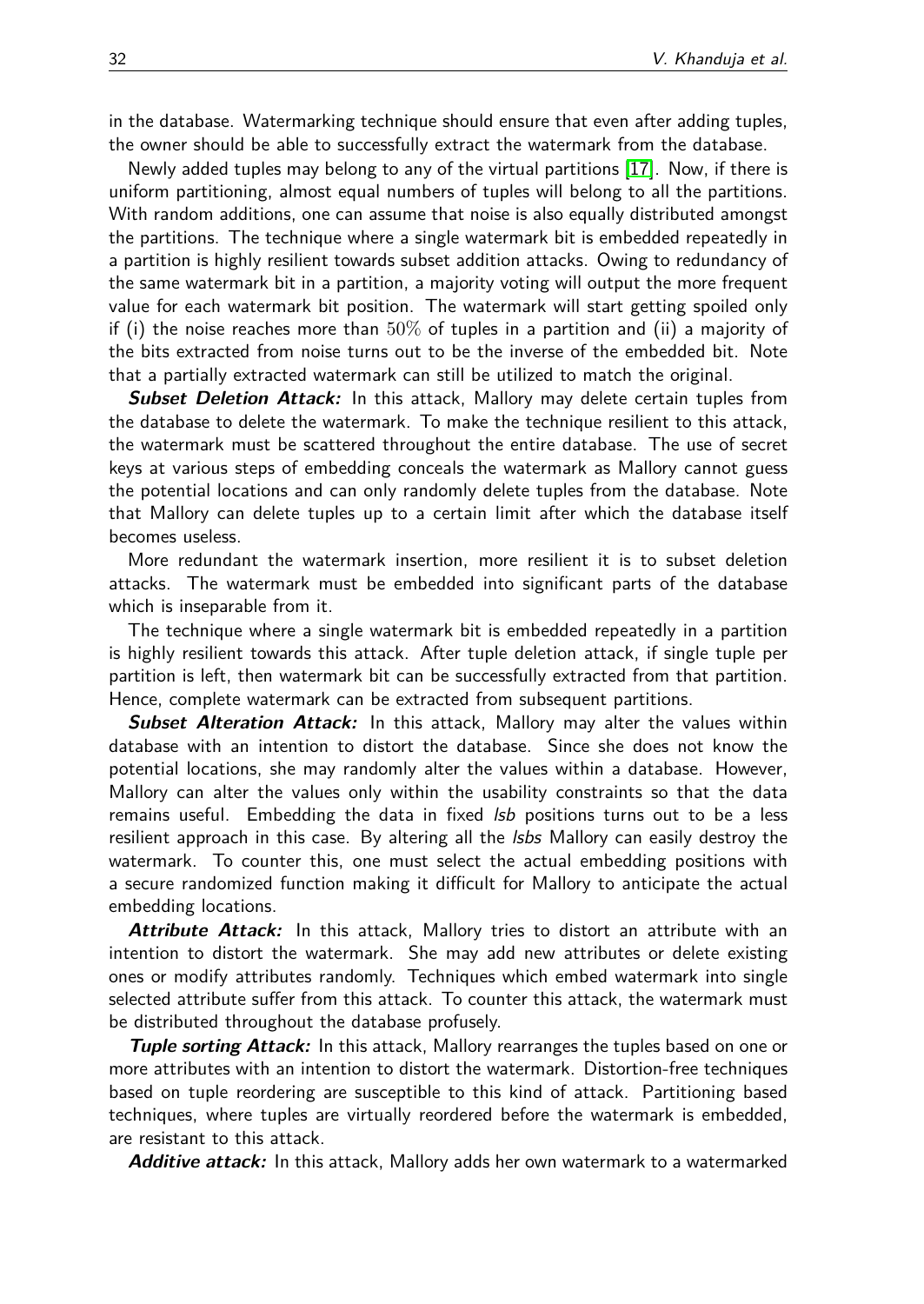in the database. Watermarking technique should ensure that even after adding tuples, the owner should be able to successfully extract the watermark from the database.

Newly added tuples may belong to any of the virtual partitions [17]. Now, if there is uniform partitioning, almost equal numbers of tuples will belong to all the partitions. With random additions, one can assume that noise is also equally distributed amongst the partitions. The technique where a single watermark bit is embedded repeatedly in a partition is highly resilient towards subset addition attacks. Owing to redundancy of the same watermark bit in a partition, a majority voting will output the more frequent value for each watermark bit position. The watermark will start getting spoiled only if (i) the noise reaches more than $50\%$ of tuples in a partition and (ii) a majority of the bits extracted from noise turns out to be the inverse of the embedded bit. Note that a partially extracted watermark can still be utilized to match the original.

***Subset Deletion Attack:*** In this attack, Mallory may delete certain tuples from the database to delete the watermark. To make the technique resilient to this attack, the watermark must be scattered throughout the entire database. The use of secret keys at various steps of embedding conceals the watermark as Mallory cannot guess the potential locations and can only randomly delete tuples from the database. Note that Mallory can delete tuples up to a certain limit after which the database itself becomes useless.

More redundant the watermark insertion, more resilient it is to subset deletion attacks. The watermark must be embedded into significant parts of the database which is inseparable from it.

The technique where a single watermark bit is embedded repeatedly in a partition is highly resilient towards this attack. After tuple deletion attack, if single tuple per partition is left, then watermark bit can be successfully extracted from that partition. Hence, complete watermark can be extracted from subsequent partitions.

***Subset Alteration Attack:*** In this attack, Mallory may alter the values within database with an intention to distort the database. Since she does not know the potential locations, she may randomly alter the values within a database. However, Mallory can alter the values only within the usability constraints so that the data remains useful. Embedding the data in fixed *lsb* positions turns out to be a less resilient approach in this case. By altering all the *lsbs* Mallory can easily destroy the watermark. To counter this, one must select the actual embedding positions with a secure randomized function making it difficult for Mallory to anticipate the actual embedding locations.

***Attribute Attack:*** In this attack, Mallory tries to distort an attribute with an intention to distort the watermark. She may add new attributes or delete existing ones or modify attributes randomly. Techniques which embed watermark into single selected attribute suffer from this attack. To counter this attack, the watermark must be distributed throughout the database profusely.

***Tuple sorting Attack:*** In this attack, Mallory rearranges the tuples based on one or more attributes with an intention to distort the watermark. Distortion-free techniques based on tuple reordering are susceptible to this kind of attack. Partitioning based techniques, where tuples are virtually reordered before the watermark is embedded, are resistant to this attack.

***Additive attack:*** In this attack, Mallory adds her own watermark to a watermarked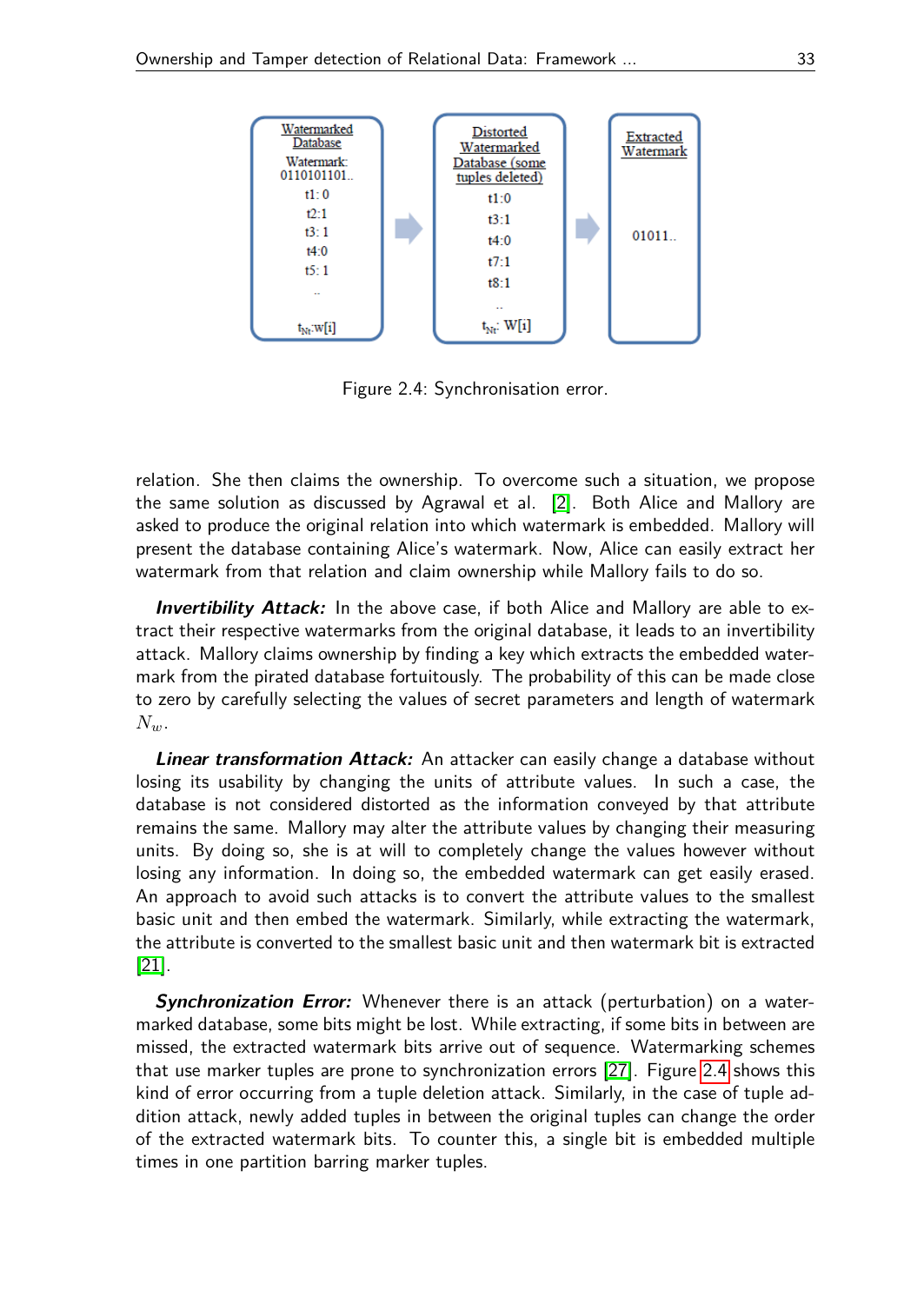Figure 2.4: Synchronisation error.

relation. She then claims the ownership. To overcome such a situation, we propose the same solution as discussed by Agrawal et al. [2]. Both Alice and Mallory are asked to produce the original relation into which watermark is embedded. Mallory will present the database containing Alice's watermark. Now, Alice can easily extract her watermark from that relation and claim ownership while Mallory fails to do so.

***Invertibility Attack:*** In the above case, if both Alice and Mallory are able to extract their respective watermarks from the original database, it leads to an invertibility attack. Mallory claims ownership by finding a key which extracts the embedded watermark from the pirated database fortuitously. The probability of this can be made close to zero by carefully selecting the values of secret parameters and length of watermark $N_w$.

***Linear transformation Attack:*** An attacker can easily change a database without losing its usability by changing the units of attribute values. In such a case, the database is not considered distorted as the information conveyed by that attribute remains the same. Mallory may alter the attribute values by changing their measuring units. By doing so, she is at will to completely change the values however without losing any information. In doing so, the embedded watermark can get easily erased. An approach to avoid such attacks is to convert the attribute values to the smallest basic unit and then embed the watermark. Similarly, while extracting the watermark, the attribute is converted to the smallest basic unit and then watermark bit is extracted [21].

***Synchronization Error:*** Whenever there is an attack (perturbation) on a watermarked database, some bits might be lost. While extracting, if some bits in between are missed, the extracted watermark bits arrive out of sequence. Watermarking schemes that use marker tuples are prone to synchronization errors [27]. Figure 2.4 shows this kind of error occurring from a tuple deletion attack. Similarly, in the case of tuple addition attack, newly added tuples in between the original tuples can change the order of the extracted watermark bits. To counter this, a single bit is embedded multiple times in one partition barring marker tuples.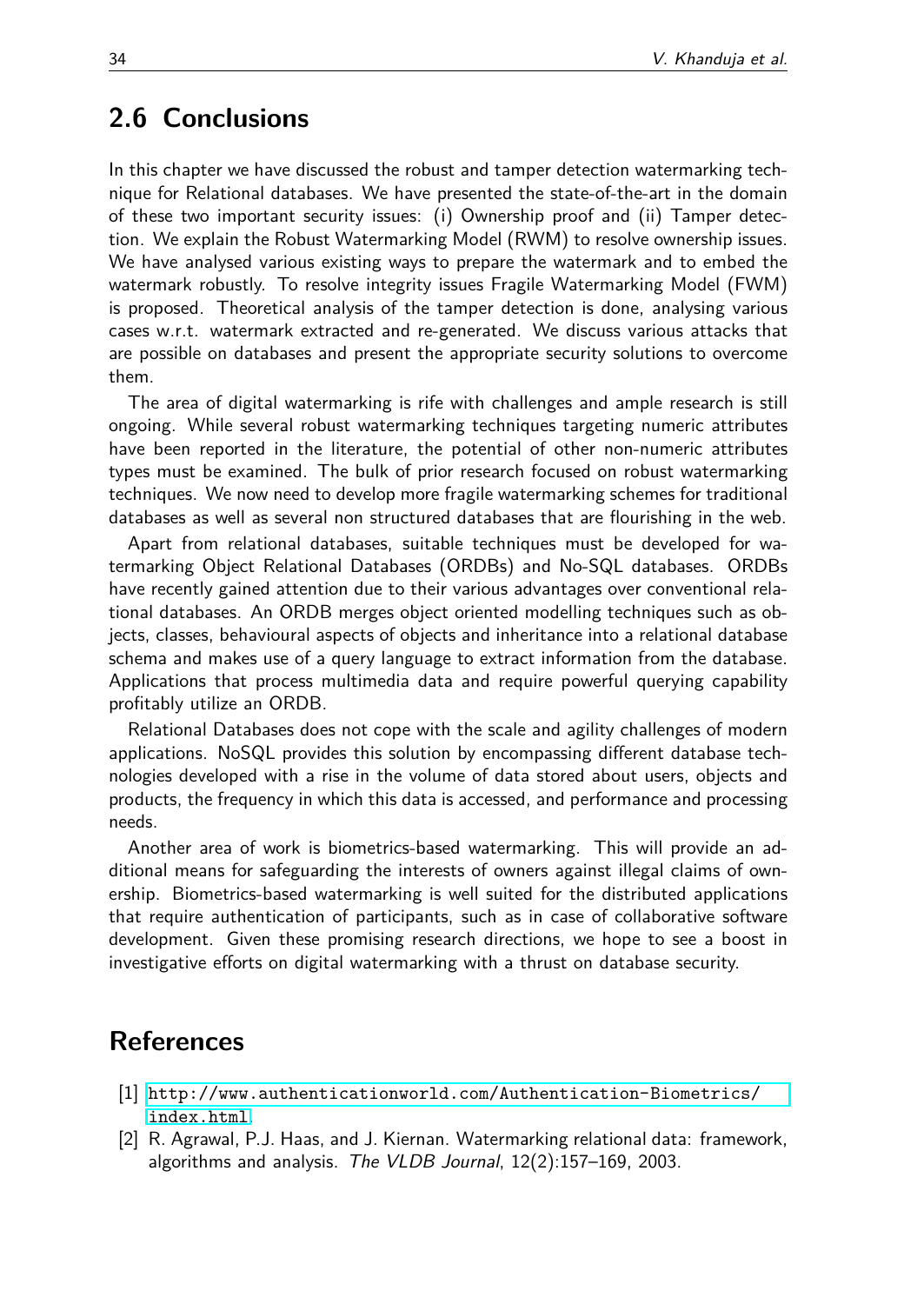## 2.6 Conclusions

In this chapter we have discussed the robust and tamper detection watermarking technique for Relational databases. We have presented the state-of-the-art in the domain of these two important security issues: (i) Ownership proof and (ii) Tamper detection. We explain the Robust Watermarking Model (RWM) to resolve ownership issues. We have analysed various existing ways to prepare the watermark and to embed the watermark robustly. To resolve integrity issues Fragile Watermarking Model (FWM) is proposed. Theoretical analysis of the tamper detection is done, analysing various cases w.r.t. watermark extracted and re-generated. We discuss various attacks that are possible on databases and present the appropriate security solutions to overcome them.

The area of digital watermarking is rife with challenges and ample research is still ongoing. While several robust watermarking techniques targeting numeric attributes have been reported in the literature, the potential of other non-numeric attributes types must be examined. The bulk of prior research focused on robust watermarking techniques. We now need to develop more fragile watermarking schemes for traditional databases as well as several non structured databases that are flourishing in the web.

Apart from relational databases, suitable techniques must be developed for watermarking Object Relational Databases (ORDBs) and No-SQL databases. ORDBs have recently gained attention due to their various advantages over conventional relational databases. An ORDB merges object oriented modelling techniques such as objects, classes, behavioural aspects of objects and inheritance into a relational database schema and makes use of a query language to extract information from the database. Applications that process multimedia data and require powerful querying capability profitably utilize an ORDB.

Relational Databases does not cope with the scale and agility challenges of modern applications. NoSQL provides this solution by encompassing different database technologies developed with a rise in the volume of data stored about users, objects and products, the frequency in which this data is accessed, and performance and processing needs.

Another area of work is biometrics-based watermarking. This will provide an additional means for safeguarding the interests of owners against illegal claims of ownership. Biometrics-based watermarking is well suited for the distributed applications that require authentication of participants, such as in case of collaborative software development. Given these promising research directions, we hope to see a boost in investigative efforts on digital watermarking with a thrust on database security.

## References

[1] `http://www.authenticationworld.com/Authentication-Biometrics/index.html`

[2] R. Agrawal, P.J. Haas, and J. Kiernan. Watermarking relational data: framework, algorithms and analysis. *The VLDB Journal*, 12(2):157–169, 2003.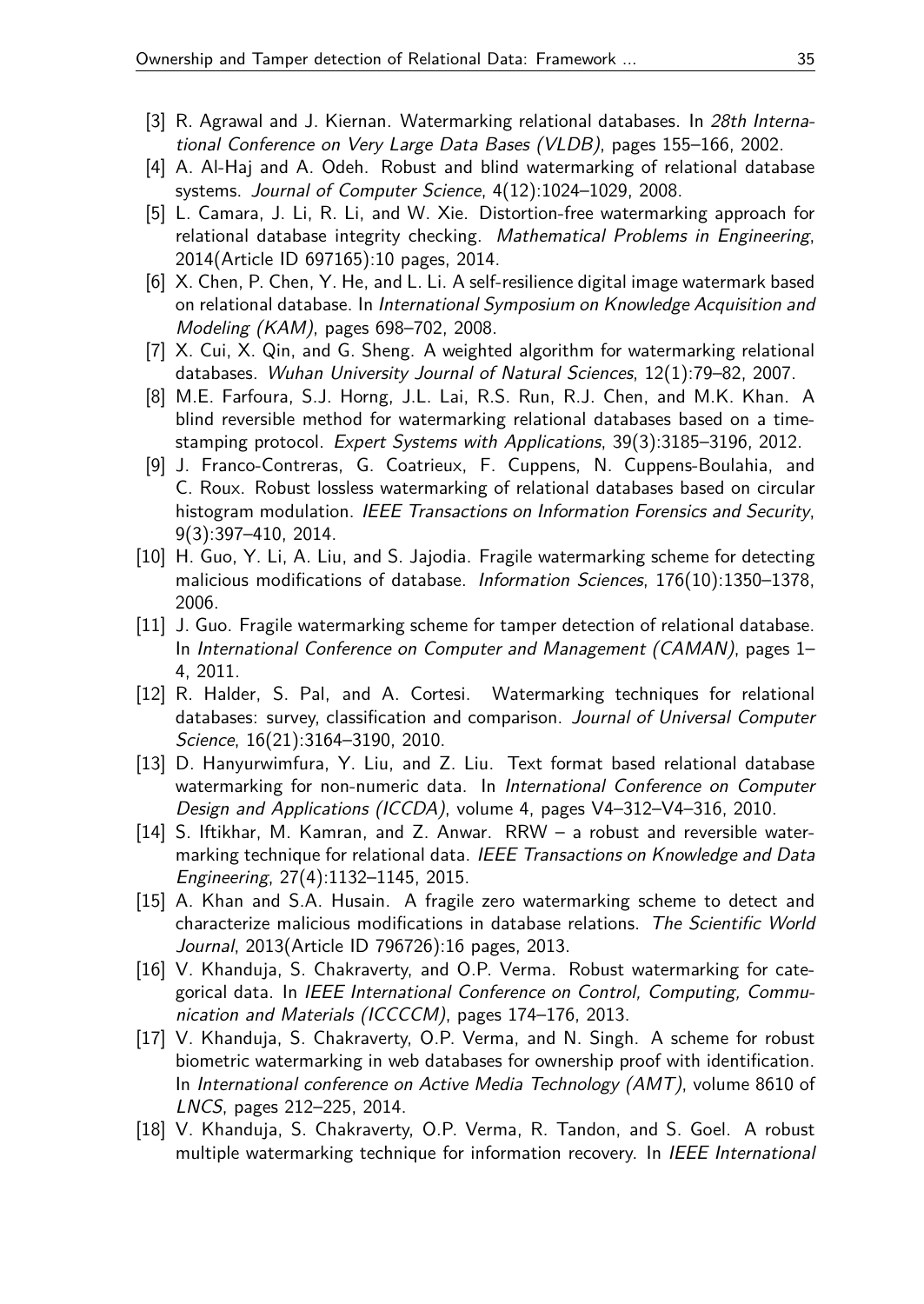[3] R. Agrawal and J. Kiernan. Watermarking relational databases. In *28th International Conference on Very Large Data Bases (VLDB)*, pages 155–166, 2002.

[4] A. Al-Haj and A. Odeh. Robust and blind watermarking of relational database systems. *Journal of Computer Science*, 4(12):1024–1029, 2008.

[5] L. Camara, J. Li, R. Li, and W. Xie. Distortion-free watermarking approach for relational database integrity checking. *Mathematical Problems in Engineering*, 2014(Article ID 697165):10 pages, 2014.

[6] X. Chen, P. Chen, Y. He, and L. Li. A self-resilience digital image watermark based on relational database. In *International Symposium on Knowledge Acquisition and Modeling (KAM)*, pages 698–702, 2008.

[7] X. Cui, X. Qin, and G. Sheng. A weighted algorithm for watermarking relational databases. *Wuhan University Journal of Natural Sciences*, 12(1):79–82, 2007.

[8] M.E. Farfoura, S.J. Horng, J.L. Lai, R.S. Run, R.J. Chen, and M.K. Khan. A blind reversible method for watermarking relational databases based on a time-stamping protocol. *Expert Systems with Applications*, 39(3):3185–3196, 2012.

[9] J. Franco-Contreras, G. Coatrieux, F. Cuppens, N. Cuppens-Boulahia, and C. Roux. Robust lossless watermarking of relational databases based on circular histogram modulation. *IEEE Transactions on Information Forensics and Security*, 9(3):397–410, 2014.

[10] H. Guo, Y. Li, A. Liu, and S. Jajodia. Fragile watermarking scheme for detecting malicious modifications of database. *Information Sciences*, 176(10):1350–1378, 2006.

[11] J. Guo. Fragile watermarking scheme for tamper detection of relational database. In *International Conference on Computer and Management (CAMAN)*, pages 1–4, 2011.

[12] R. Halder, S. Pal, and A. Cortesi. Watermarking techniques for relational databases: survey, classification and comparison. *Journal of Universal Computer Science*, 16(21):3164–3190, 2010.

[13] D. Hanyurwimfura, Y. Liu, and Z. Liu. Text format based relational database watermarking for non-numeric data. In *International Conference on Computer Design and Applications (ICCDA)*, volume 4, pages V4–312–V4–316, 2010.

[14] S. Iftikhar, M. Kamran, and Z. Anwar. RRW – a robust and reversible watermarking technique for relational data. *IEEE Transactions on Knowledge and Data Engineering*, 27(4):1132–1145, 2015.

[15] A. Khan and S.A. Husain. A fragile zero watermarking scheme to detect and characterize malicious modifications in database relations. *The Scientific World Journal*, 2013(Article ID 796726):16 pages, 2013.

[16] V. Khanduja, S. Chakraverty, and O.P. Verma. Robust watermarking for categorical data. In *IEEE International Conference on Control, Computing, Communication and Materials (ICCCCM)*, pages 174–176, 2013.

[17] V. Khanduja, S. Chakraverty, O.P. Verma, and N. Singh. A scheme for robust biometric watermarking in web databases for ownership proof with identification. In *International conference on Active Media Technology (AMT)*, volume 8610 of *LNCS*, pages 212–225, 2014.

[18] V. Khanduja, S. Chakraverty, O.P. Verma, R. Tandon, and S. Goel. A robust multiple watermarking technique for information recovery. In *IEEE International*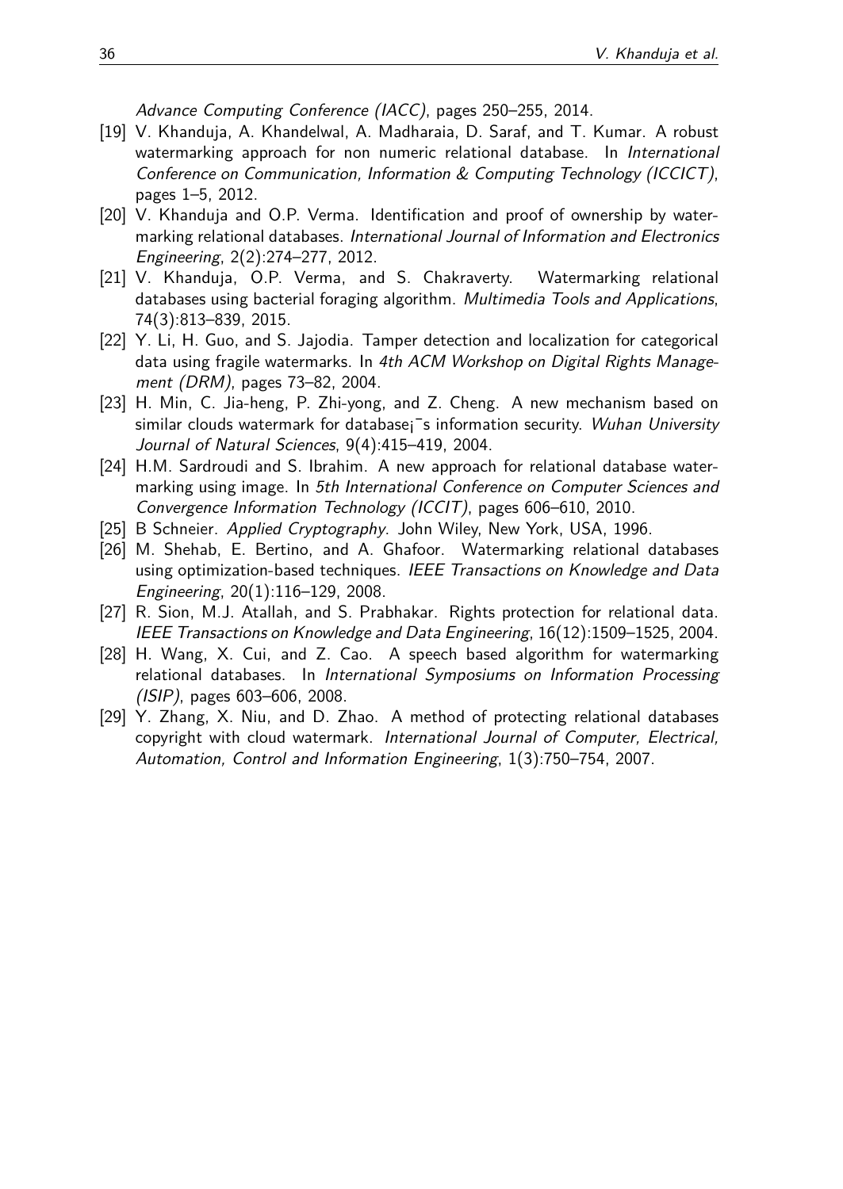Advance Computing Conference (IACC)*, pages 250–255, 2014.

[19] V. Khanduja, A. Khandelwal, A. Madharaia, D. Saraf, and T. Kumar. A robust watermarking approach for non numeric relational database. In *International Conference on Communication, Information & Computing Technology (ICCICT)*, pages 1–5, 2012.

[20] V. Khanduja and O.P. Verma. Identification and proof of ownership by watermarking relational databases. *International Journal of Information and Electronics Engineering*, 2(2):274–277, 2012.

[21] V. Khanduja, O.P. Verma, and S. Chakraverty. Watermarking relational databases using bacterial foraging algorithm. *Multimedia Tools and Applications*, 74(3):813–839, 2015.

[22] Y. Li, H. Guo, and S. Jajodia. Tamper detection and localization for categorical data using fragile watermarks. In *4th ACM Workshop on Digital Rights Management (DRM)*, pages 73–82, 2004.

[23] H. Min, C. Jia-heng, P. Zhi-yong, and Z. Cheng. A new mechanism based on similar clouds watermark for database¡¯s information security. *Wuhan University Journal of Natural Sciences*, 9(4):415–419, 2004.

[24] H.M. Sardroudi and S. Ibrahim. A new approach for relational database watermarking using image. In *5th International Conference on Computer Sciences and Convergence Information Technology (ICCIT)*, pages 606–610, 2010.

[25] B Schneier. *Applied Cryptography*. John Wiley, New York, USA, 1996.

[26] M. Shehab, E. Bertino, and A. Ghafoor. Watermarking relational databases using optimization-based techniques. *IEEE Transactions on Knowledge and Data Engineering*, 20(1):116–129, 2008.

[27] R. Sion, M.J. Atallah, and S. Prabhakar. Rights protection for relational data. *IEEE Transactions on Knowledge and Data Engineering*, 16(12):1509–1525, 2004.

[28] H. Wang, X. Cui, and Z. Cao. A speech based algorithm for watermarking relational databases. In *International Symposiums on Information Processing (ISIP)*, pages 603–606, 2008.

[29] Y. Zhang, X. Niu, and D. Zhao. A method of protecting relational databases copyright with cloud watermark. *International Journal of Computer, Electrical, Automation, Control and Information Engineering*, 1(3):750–754, 2007.